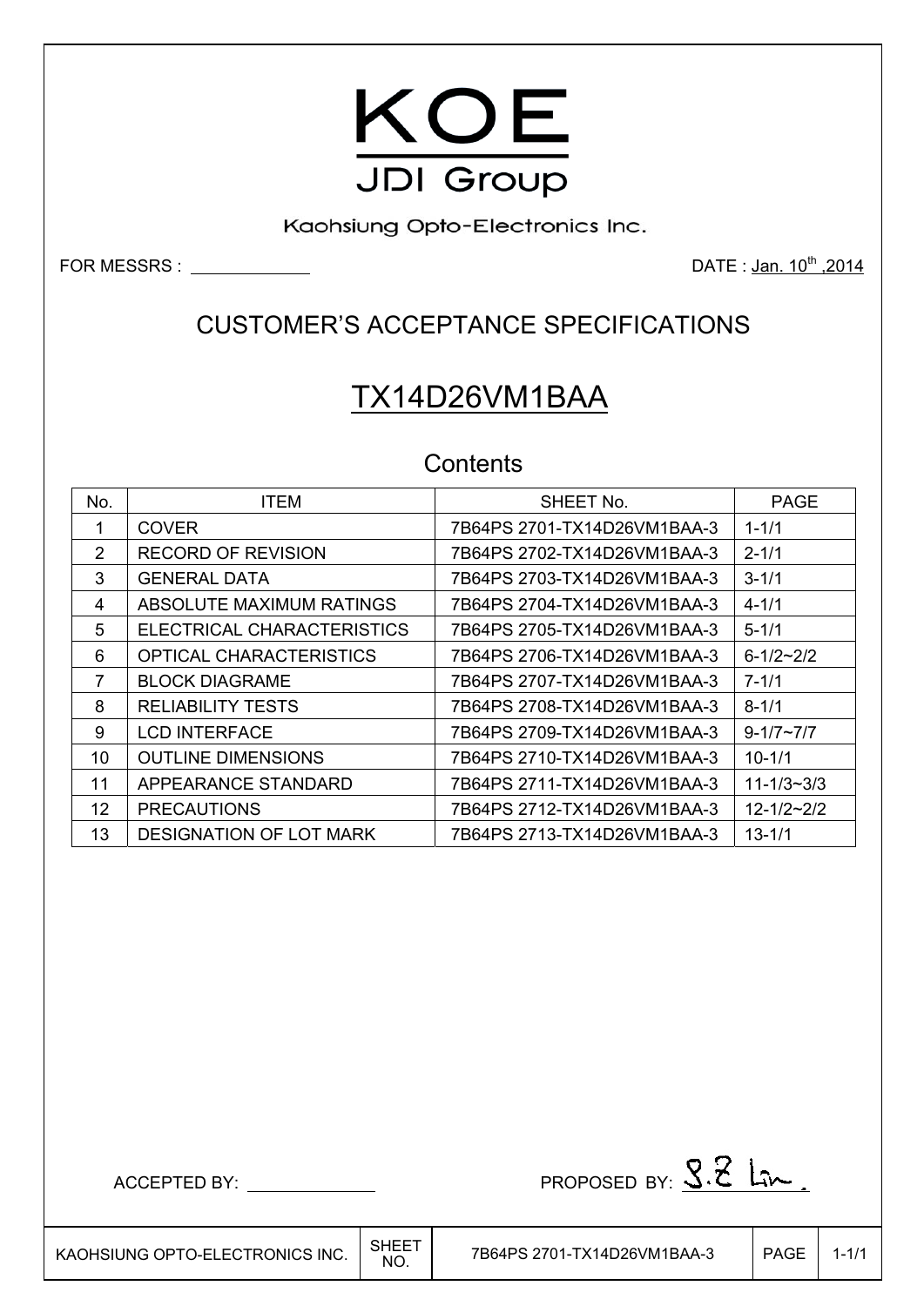# KOE

JDI Group

Kaohsiung Opto-Electronics Inc.

FOR MESSRS : ____________

DATE : Jan. 10th ,2014

## CUSTOMER'S ACCEPTANCE SPECIFICATIONS

# TX14D26VM1BAA

## Contents

| No. | ITEM | SHEET No. | PAGE |
|---|---|---|---|
| 1 | COVER | 7B64PS 2701-TX14D26VM1BAA-3 | 1-1/1 |
| 2 | RECORD OF REVISION | 7B64PS 2702-TX14D26VM1BAA-3 | 2-1/1 |
| 3 | GENERAL DATA | 7B64PS 2703-TX14D26VM1BAA-3 | 3-1/1 |
| 4 | ABSOLUTE MAXIMUM RATINGS | 7B64PS 2704-TX14D26VM1BAA-3 | 4-1/1 |
| 5 | ELECTRICAL CHARACTERISTICS | 7B64PS 2705-TX14D26VM1BAA-3 | 5-1/1 |
| 6 | OPTICAL CHARACTERISTICS | 7B64PS 2706-TX14D26VM1BAA-3 | 6-1/2~2/2 |
| 7 | BLOCK DIAGRAME | 7B64PS 2707-TX14D26VM1BAA-3 | 7-1/1 |
| 8 | RELIABILITY TESTS | 7B64PS 2708-TX14D26VM1BAA-3 | 8-1/1 |
| 9 | LCD INTERFACE | 7B64PS 2709-TX14D26VM1BAA-3 | 9-1/7~7/7 |
| 10 | OUTLINE DIMENSIONS | 7B64PS 2710-TX14D26VM1BAA-3 | 10-1/1 |
| 11 | APPEARANCE STANDARD | 7B64PS 2711-TX14D26VM1BAA-3 | 11-1/3~3/3 |
| 12 | PRECAUTIONS | 7B64PS 2712-TX14D26VM1BAA-3 | 12-1/2~2/2 |
| 13 | DESIGNATION OF LOT MARK | 7B64PS 2713-TX14D26VM1BAA-3 | 13-1/1 |

ACCEPTED BY: ____________

PROPOSED BY: S.Z Lin.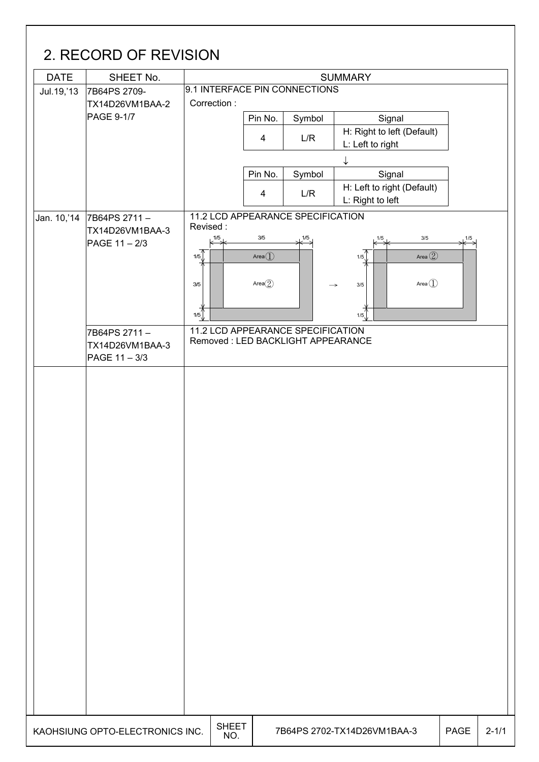## 2. RECORD OF REVISION

| DATE | SHEET No. | SUMMARY |
|---|---|---|
| Jul.19,'13 | 7B64PS 2709-TX14D26VM1BAA-2 PAGE 9-1/7 | 9.1 INTERFACE PIN CONNECTIONS<br>Correction :<br>Pin No. 4, Symbol L/R, Signal: H: Right to left (Default) L: Left to right<br>↓<br>Pin No. 4, Symbol L/R, Signal: H: Left to right (Default) L: Right to left |
| Jan. 10,'14 | 7B64PS 2711 – TX14D26VM1BAA-3 PAGE 11 – 2/3 | 11.2 LCD APPEARANCE SPECIFICATION<br>Revised :<br>Area ① (border 1/5, 3/5, 1/5), Area ② (center) → Area ② (border), Area ① (center) |
| | 7B64PS 2711 – TX14D26VM1BAA-3 PAGE 11 – 3/3 | 11.2 LCD APPEARANCE SPECIFICATION<br>Removed : LED BACKLIGHT APPEARANCE |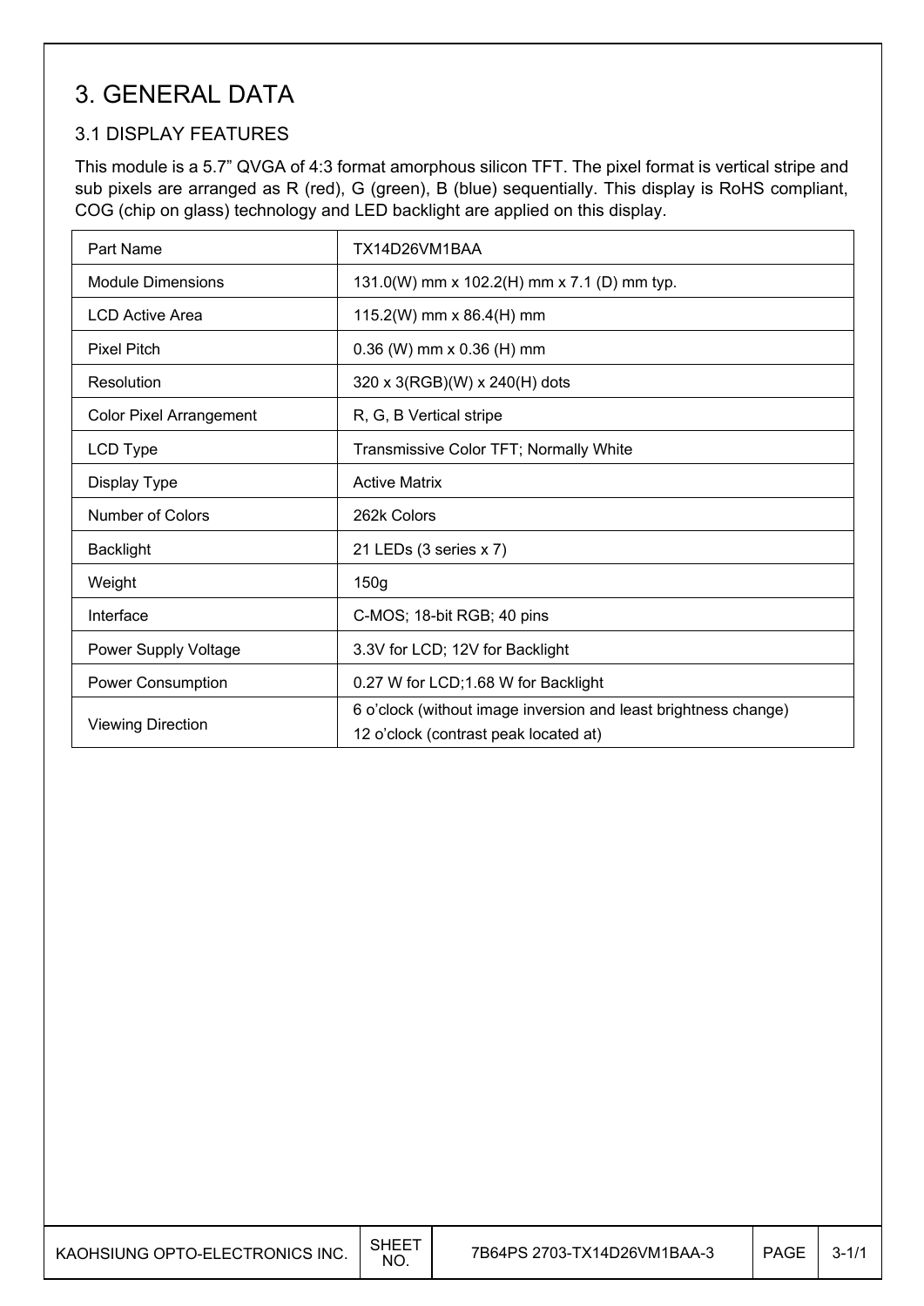# 3. GENERAL DATA

## 3.1 DISPLAY FEATURES

This module is a 5.7" QVGA of 4:3 format amorphous silicon TFT. The pixel format is vertical stripe and sub pixels are arranged as R (red), G (green), B (blue) sequentially. This display is RoHS compliant, COG (chip on glass) technology and LED backlight are applied on this display.

| Part Name | TX14D26VM1BAA |
|---|---|
| Module Dimensions | 131.0(W) mm x 102.2(H) mm x 7.1 (D) mm typ. |
| LCD Active Area | 115.2(W) mm x 86.4(H) mm |
| Pixel Pitch | 0.36 (W) mm x 0.36 (H) mm |
| Resolution | 320 x 3(RGB)(W) x 240(H) dots |
| Color Pixel Arrangement | R, G, B Vertical stripe |
| LCD Type | Transmissive Color TFT; Normally White |
| Display Type | Active Matrix |
| Number of Colors | 262k Colors |
| Backlight | 21 LEDs (3 series x 7) |
| Weight | 150g |
| Interface | C-MOS; 18-bit RGB; 40 pins |
| Power Supply Voltage | 3.3V for LCD; 12V for Backlight |
| Power Consumption | 0.27 W for LCD;1.68 W for Backlight |
| Viewing Direction | 6 o'clock (without image inversion and least brightness change)<br>12 o'clock (contrast peak located at) |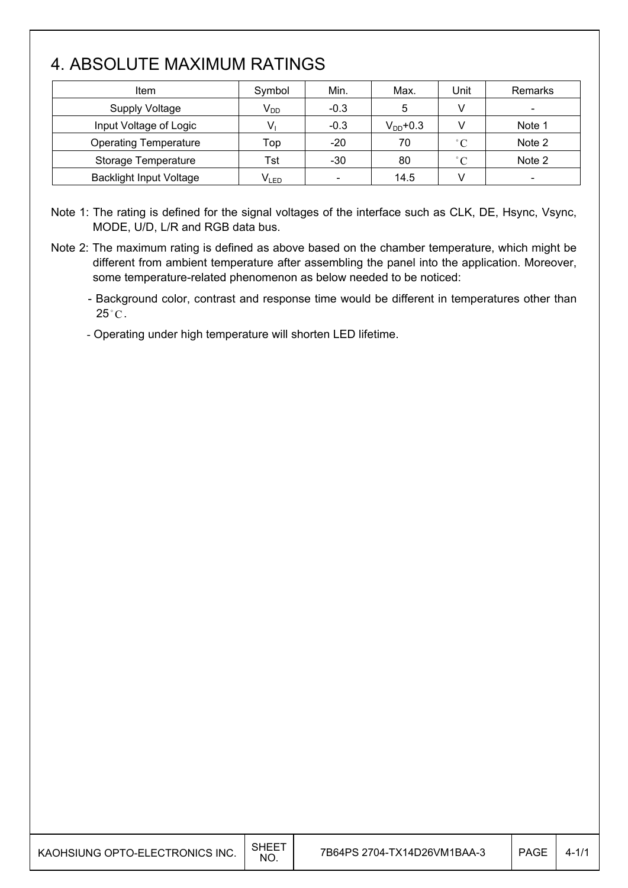# 4. ABSOLUTE MAXIMUM RATINGS

| Item | Symbol | Min. | Max. | Unit | Remarks |
| --- | --- | --- | --- | --- | --- |
| Supply Voltage | $V_{DD}$ | -0.3 | 5 | V | - |
| Input Voltage of Logic | $V_I$ | -0.3 | $V_{DD}$+0.3 | V | Note 1 |
| Operating Temperature | Top | -20 | 70 | °C | Note 2 |
| Storage Temperature | Tst | -30 | 80 | °C | Note 2 |
| Backlight Input Voltage | $V_{LED}$ | - | 14.5 | V | - |

Note 1: The rating is defined for the signal voltages of the interface such as CLK, DE, Hsync, Vsync, MODE, U/D, L/R and RGB data bus.

Note 2: The maximum rating is defined as above based on the chamber temperature, which might be different from ambient temperature after assembling the panel into the application. Moreover, some temperature-related phenomenon as below needed to be noticed:

- Background color, contrast and response time would be different in temperatures other than 25°C.
- Operating under high temperature will shorten LED lifetime.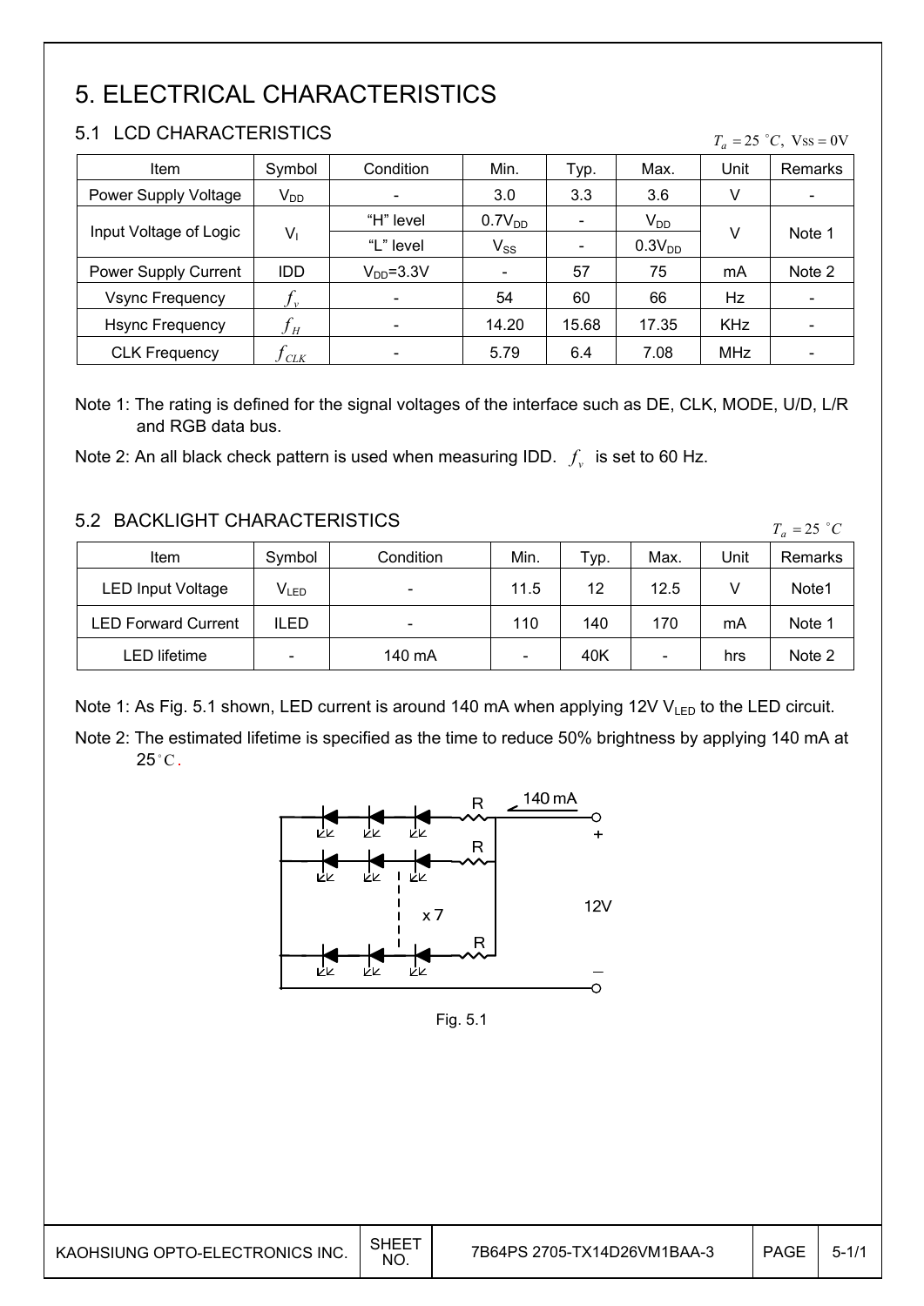# 5. ELECTRICAL CHARACTERISTICS

## 5.1 LCD CHARACTERISTICS

$T_a = 25\ ^\circ C,\ V_{SS} = 0V$

| Item | Symbol | Condition | Min. | Typ. | Max. | Unit | Remarks |
|---|---|---|---|---|---|---|---|
| Power Supply Voltage | $V_{DD}$ | - | 3.0 | 3.3 | 3.6 | V | - |
| Input Voltage of Logic | $V_I$ | "H" level | $0.7V_{DD}$ | - | $V_{DD}$ | V | Note 1 |
| | | "L" level | $V_{SS}$ | - | $0.3V_{DD}$ | | |
| Power Supply Current | IDD | $V_{DD}$=3.3V | - | 57 | 75 | mA | Note 2 |
| Vsync Frequency | $f_v$ | - | 54 | 60 | 66 | Hz | - |
| Hsync Frequency | $f_H$ | - | 14.20 | 15.68 | 17.35 | KHz | - |
| CLK Frequency | $f_{CLK}$ | - | 5.79 | 6.4 | 7.08 | MHz | - |

Note 1: The rating is defined for the signal voltages of the interface such as DE, CLK, MODE, U/D, L/R and RGB data bus.

Note 2: An all black check pattern is used when measuring IDD. $f_v$ is set to 60 Hz.

## 5.2 BACKLIGHT CHARACTERISTICS

$T_a = 25\ ^\circ C$

| Item | Symbol | Condition | Min. | Typ. | Max. | Unit | Remarks |
|---|---|---|---|---|---|---|---|
| LED Input Voltage | $V_{LED}$ | - | 11.5 | 12 | 12.5 | V | Note1 |
| LED Forward Current | ILED | - | 110 | 140 | 170 | mA | Note 1 |
| LED lifetime | - | 140 mA | - | 40K | - | hrs | Note 2 |

Note 1: As Fig. 5.1 shown, LED current is around 140 mA when applying 12V $V_{LED}$ to the LED circuit.

Note 2: The estimated lifetime is specified as the time to reduce 50% brightness by applying 140 mA at 25°C.

R 140 mA + R x 7 12V R –

Fig. 5.1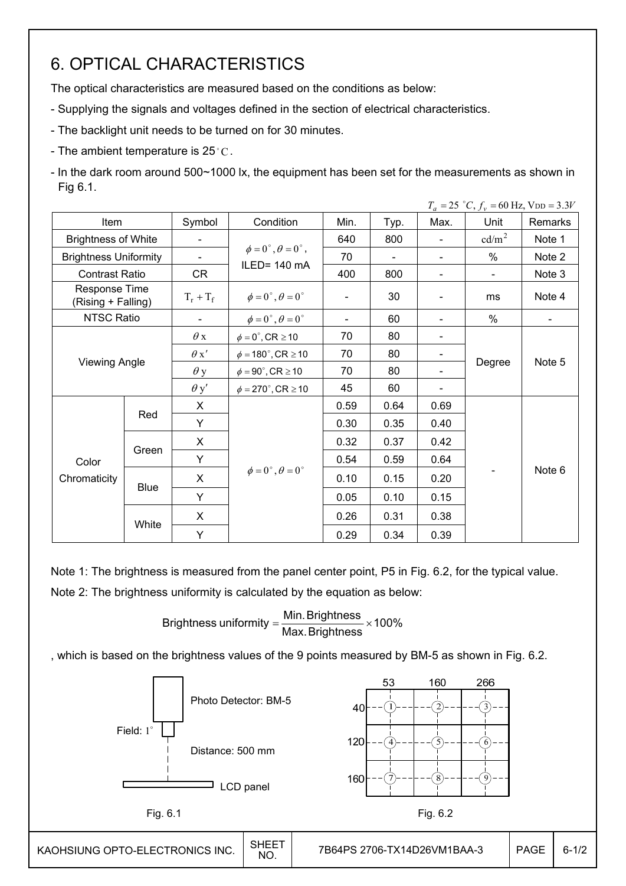# 6. OPTICAL CHARACTERISTICS

The optical characteristics are measured based on the conditions as below:

- Supplying the signals and voltages defined in the section of electrical characteristics.
- The backlight unit needs to be turned on for 30 minutes.
- The ambient temperature is 25°C.
- In the dark room around 500~1000 lx, the equipment has been set for the measurements as shown in Fig 6.1.

$T_a = 25$ °C, $f_v = 60$ Hz, $V_{DD} = 3.3V$

| Item | | Symbol | Condition | Min. | Typ. | Max. | Unit | Remarks |
|---|---|---|---|---|---|---|---|---|
| Brightness of White | | - | $\phi = 0^\circ, \theta = 0^\circ$, ILED= 140 mA | 640 | 800 | - | $cd/m^2$ | Note 1 |
| Brightness Uniformity | | - | | 70 | - | - | % | Note 2 |
| Contrast Ratio | | CR | | 400 | 800 | - | - | Note 3 |
| Response Time (Rising + Falling) | | $T_r + T_f$ | $\phi = 0^\circ, \theta = 0^\circ$ | - | 30 | - | ms | Note 4 |
| NTSC Ratio | | - | $\phi = 0^\circ, \theta = 0^\circ$ | - | 60 | - | % | - |
| Viewing Angle | | $\theta x$ | $\phi = 0^\circ$, CR ≥ 10 | 70 | 80 | - | Degree | Note 5 |
| | | $\theta x'$ | $\phi = 180^\circ$, CR ≥ 10 | 70 | 80 | - | | |
| | | $\theta y$ | $\phi = 90^\circ$, CR ≥ 10 | 70 | 80 | - | | |
| | | $\theta y'$ | $\phi = 270^\circ$, CR ≥ 10 | 45 | 60 | - | | |
| Color Chromaticity | Red | X | $\phi = 0^\circ, \theta = 0^\circ$ | 0.59 | 0.64 | 0.69 | - | Note 6 |
| | | Y | | 0.30 | 0.35 | 0.40 | | |
| | Green | X | | 0.32 | 0.37 | 0.42 | | |
| | | Y | | 0.54 | 0.59 | 0.64 | | |
| | Blue | X | | 0.10 | 0.15 | 0.20 | | |
| | | Y | | 0.05 | 0.10 | 0.15 | | |
| | White | X | | 0.26 | 0.31 | 0.38 | | |
| | | Y | | 0.29 | 0.34 | 0.39 | | |

Note 1: The brightness is measured from the panel center point, P5 in Fig. 6.2, for the typical value.

Note 2: The brightness uniformity is calculated by the equation as below:

$$\text{Brightness uniformity} = \frac{\text{Min. Brightness}}{\text{Max. Brightness}} \times 100\%$$

, which is based on the brightness values of the 9 points measured by BM-5 as shown in Fig. 6.2.

Photo Detector: BM-5

Field: 1°

Distance: 500 mm

LCD panel

Fig. 6.1

| | 53 | 160 | 266 |
|---|---|---|---|
| 40 | ① | ② | ③ |
| 120 | ④ | ⑤ | ⑥ |
| 160 | ⑦ | ⑧ | ⑨ |

Fig. 6.2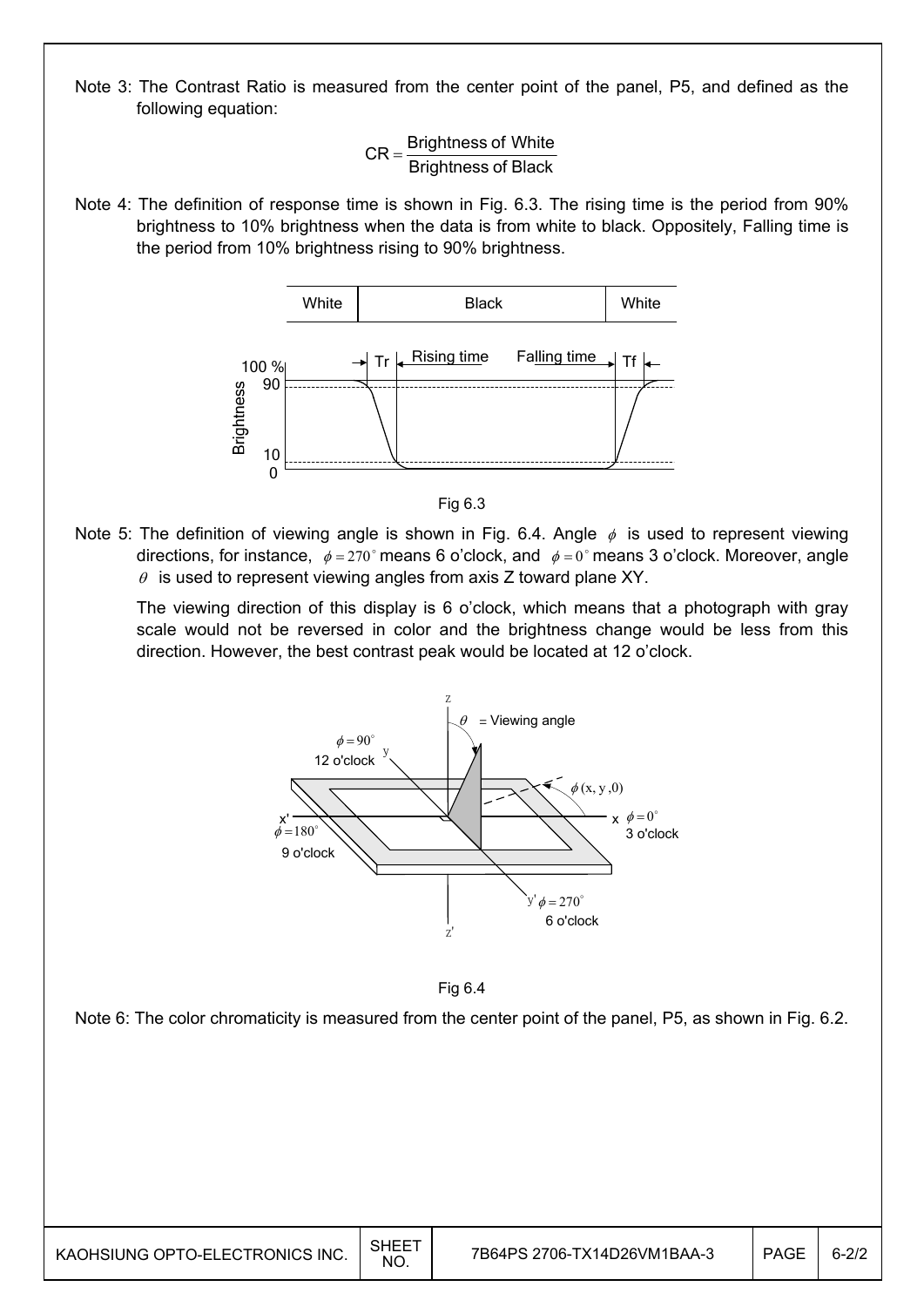Note 3: The Contrast Ratio is measured from the center point of the panel, P5, and defined as the following equation:

$$CR = \frac{\text{Brightness of White}}{\text{Brightness of Black}}$$

Note 4: The definition of response time is shown in Fig. 6.3. The rising time is the period from 90% brightness to 10% brightness when the data is from white to black. Oppositely, Falling time is the period from 10% brightness rising to 90% brightness.

Fig 6.3

Note 5: The definition of viewing angle is shown in Fig. 6.4. Angle $\phi$ is used to represent viewing directions, for instance, $\phi = 270^{\circ}$ means 6 o'clock, and $\phi = 0^{\circ}$ means 3 o'clock. Moreover, angle $\theta$ is used to represent viewing angles from axis Z toward plane XY.

The viewing direction of this display is 6 o'clock, which means that a photograph with gray scale would not be reversed in color and the brightness change would be less from this direction. However, the best contrast peak would be located at 12 o'clock.

Fig 6.4

Note 6: The color chromaticity is measured from the center point of the panel, P5, as shown in Fig. 6.2.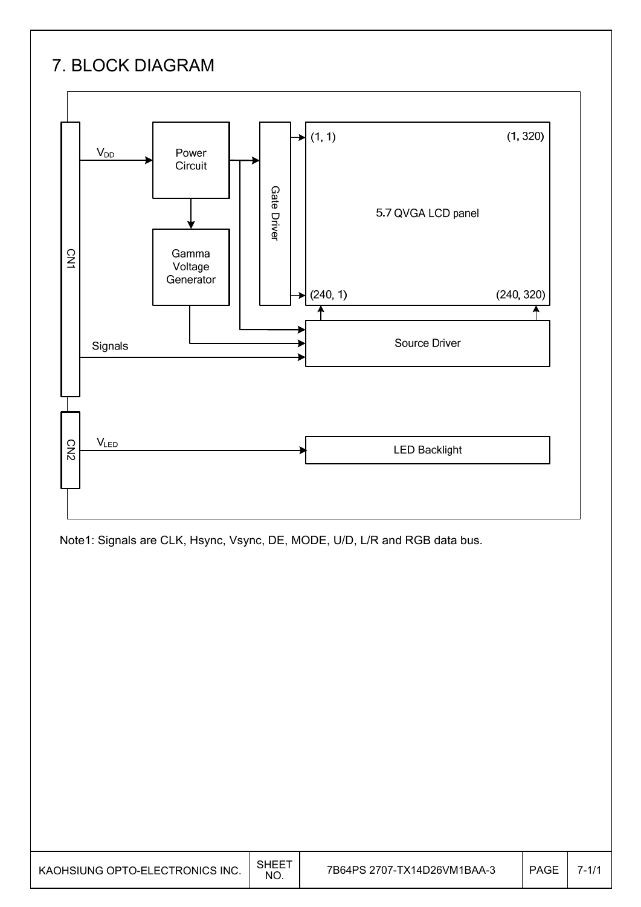# 7. BLOCK DIAGRAM

Note1: Signals are CLK, Hsync, Vsync, DE, MODE, U/D, L/R and RGB data bus.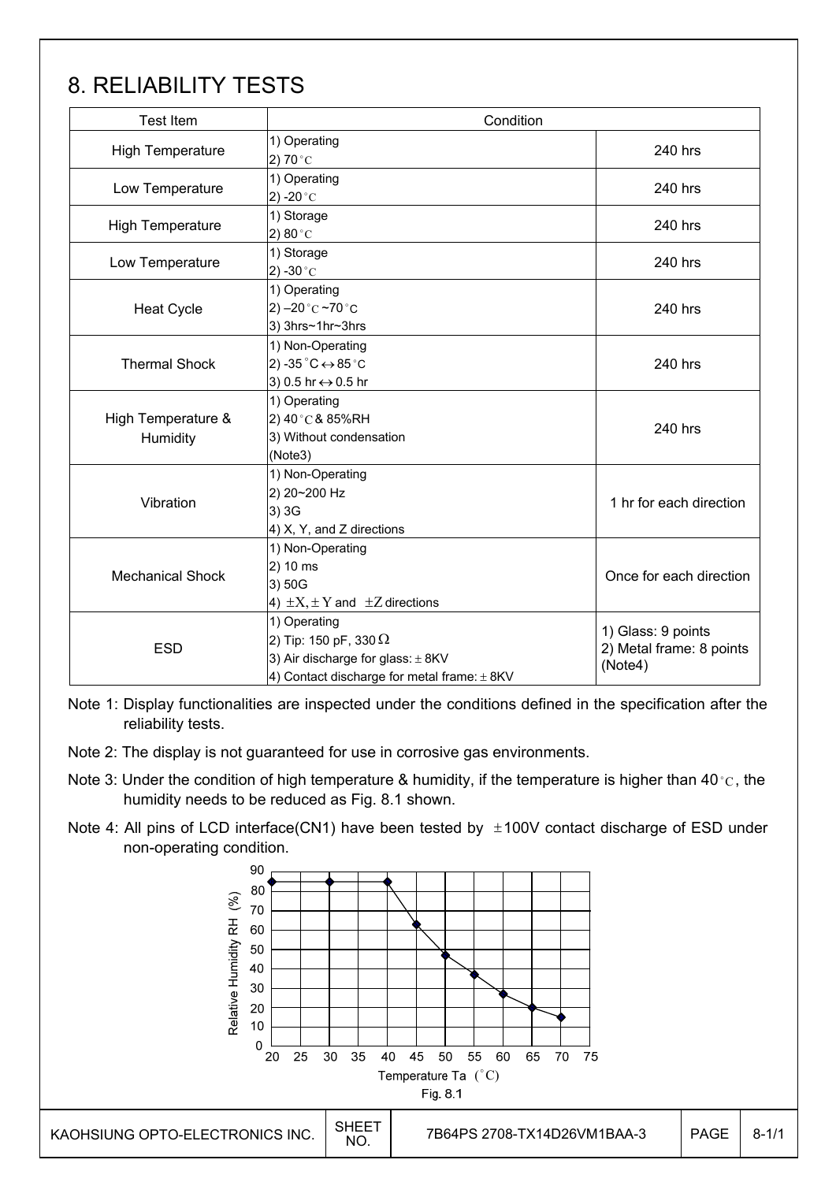# 8. RELIABILITY TESTS

| Test Item | Condition | |
|---|---|---|
| High Temperature | 1) Operating<br>2) 70 °C | 240 hrs |
| Low Temperature | 1) Operating<br>2) -20 °C | 240 hrs |
| High Temperature | 1) Storage<br>2) 80 °C | 240 hrs |
| Low Temperature | 1) Storage<br>2) -30 °C | 240 hrs |
| Heat Cycle | 1) Operating<br>2) –20 °C ~70 °C<br>3) 3hrs~1hr~3hrs | 240 hrs |
| Thermal Shock | 1) Non-Operating<br>2) -35 °C ↔ 85 °C<br>3) 0.5 hr ↔ 0.5 hr | 240 hrs |
| High Temperature & Humidity | 1) Operating<br>2) 40 °C & 85%RH<br>3) Without condensation<br>(Note3) | 240 hrs |
| Vibration | 1) Non-Operating<br>2) 20~200 Hz<br>3) 3G<br>4) X, Y, and Z directions | 1 hr for each direction |
| Mechanical Shock | 1) Non-Operating<br>2) 10 ms<br>3) 50G<br>4) $\pm X, \pm Y$ and $\pm Z$ directions | Once for each direction |
| ESD | 1) Operating<br>2) Tip: 150 pF, 330 Ω<br>3) Air discharge for glass: ± 8KV<br>4) Contact discharge for metal frame: ± 8KV | 1) Glass: 9 points<br>2) Metal frame: 8 points<br>(Note4) |

Note 1: Display functionalities are inspected under the conditions defined in the specification after the reliability tests.

Note 2: The display is not guaranteed for use in corrosive gas environments.

Note 3: Under the condition of high temperature & humidity, if the temperature is higher than 40 °C, the humidity needs to be reduced as Fig. 8.1 shown.

Note 4: All pins of LCD interface(CN1) have been tested by ±100V contact discharge of ESD under non-operating condition.

Fig. 8.1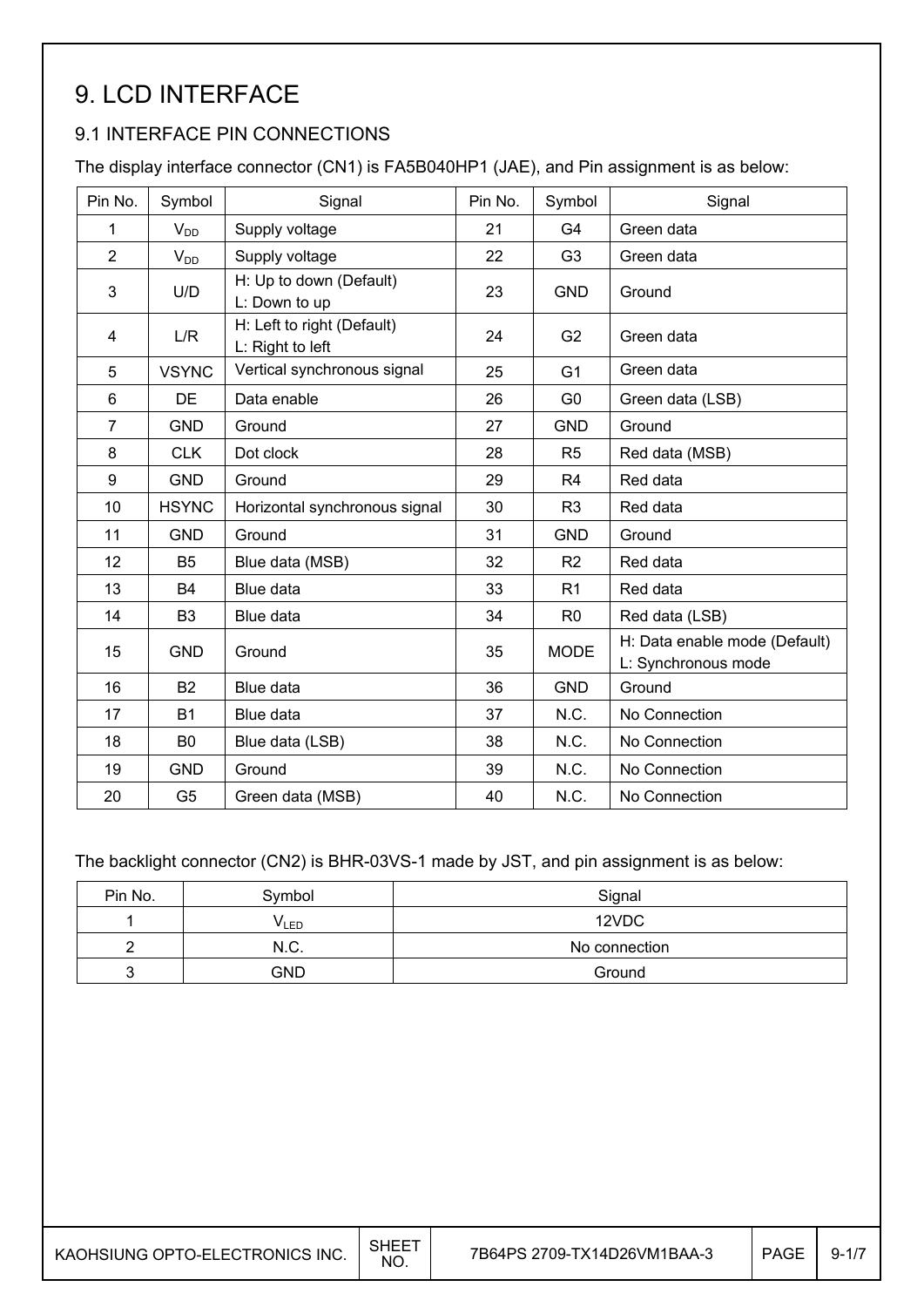# 9. LCD INTERFACE

## 9.1 INTERFACE PIN CONNECTIONS

The display interface connector (CN1) is FA5B040HP1 (JAE), and Pin assignment is as below:

| Pin No. | Symbol | Signal | Pin No. | Symbol | Signal |
|---|---|---|---|---|---|
| 1 | $V_{DD}$ | Supply voltage | 21 | G4 | Green data |
| 2 | $V_{DD}$ | Supply voltage | 22 | G3 | Green data |
| 3 | U/D | H: Up to down (Default)<br>L: Down to up | 23 | GND | Ground |
| 4 | L/R | H: Left to right (Default)<br>L: Right to left | 24 | G2 | Green data |
| 5 | VSYNC | Vertical synchronous signal | 25 | G1 | Green data |
| 6 | DE | Data enable | 26 | G0 | Green data (LSB) |
| 7 | GND | Ground | 27 | GND | Ground |
| 8 | CLK | Dot clock | 28 | R5 | Red data (MSB) |
| 9 | GND | Ground | 29 | R4 | Red data |
| 10 | HSYNC | Horizontal synchronous signal | 30 | R3 | Red data |
| 11 | GND | Ground | 31 | GND | Ground |
| 12 | B5 | Blue data (MSB) | 32 | R2 | Red data |
| 13 | B4 | Blue data | 33 | R1 | Red data |
| 14 | B3 | Blue data | 34 | R0 | Red data (LSB) |
| 15 | GND | Ground | 35 | MODE | H: Data enable mode (Default)<br>L: Synchronous mode |
| 16 | B2 | Blue data | 36 | GND | Ground |
| 17 | B1 | Blue data | 37 | N.C. | No Connection |
| 18 | B0 | Blue data (LSB) | 38 | N.C. | No Connection |
| 19 | GND | Ground | 39 | N.C. | No Connection |
| 20 | G5 | Green data (MSB) | 40 | N.C. | No Connection |

The backlight connector (CN2) is BHR-03VS-1 made by JST, and pin assignment is as below:

| Pin No. | Symbol | Signal |
|---|---|---|
| 1 | $V_{LED}$ | 12VDC |
| 2 | N.C. | No connection |
| 3 | GND | Ground |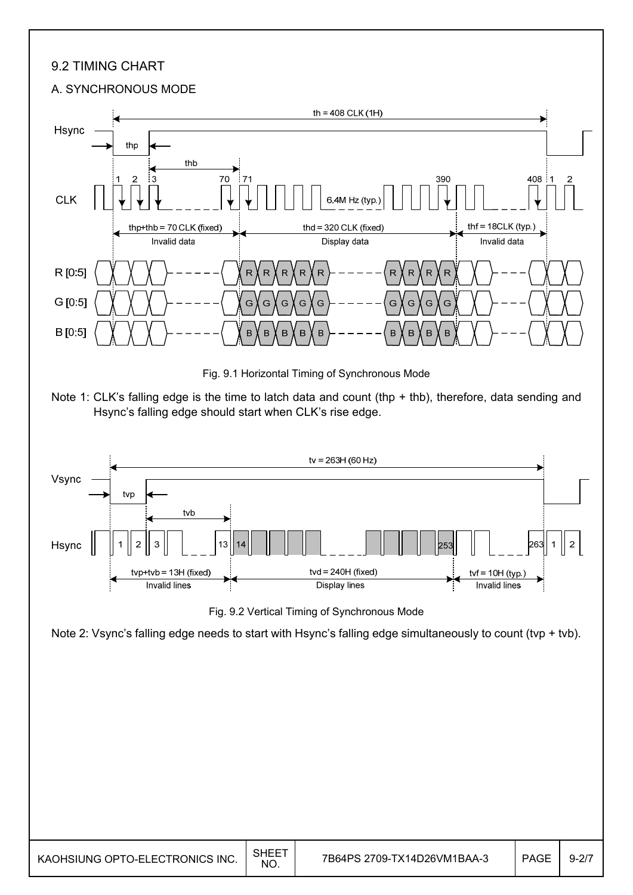## 9.2 TIMING CHART

### A. SYNCHRONOUS MODE

Fig. 9.1 Horizontal Timing of Synchronous Mode

Note 1: CLK's falling edge is the time to latch data and count (thp + thb), therefore, data sending and Hsync's falling edge should start when CLK's rise edge.

Fig. 9.2 Vertical Timing of Synchronous Mode

Note 2: Vsync's falling edge needs to start with Hsync's falling edge simultaneously to count (tvp + tvb).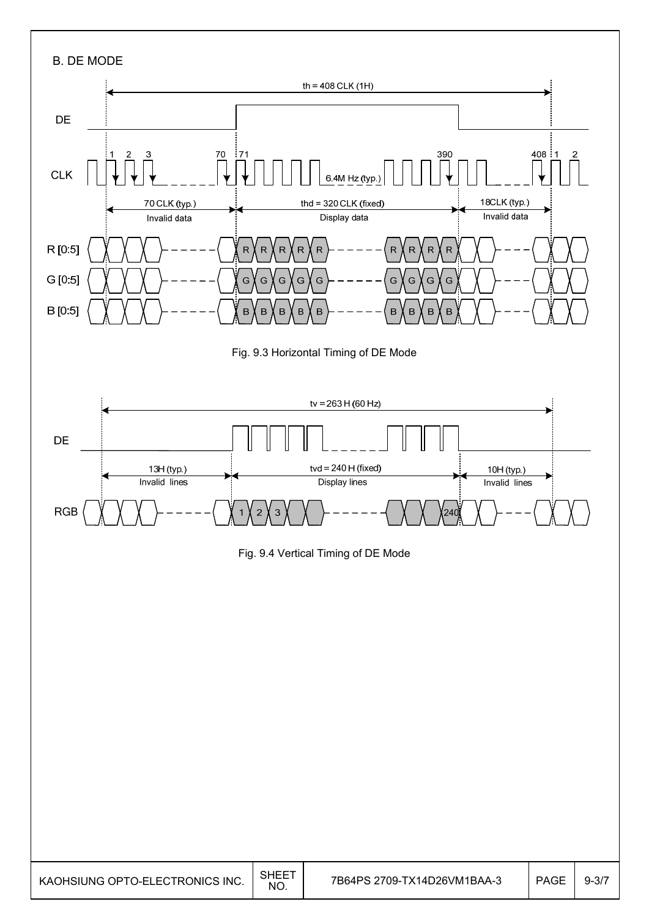B. DE MODE

th = 408 CLK (1H)

DE

CLK

1 2 3 70 71 390 408 1 2

6.4M Hz (typ.)

70 CLK (typ.) Invalid data

thd = 320 CLK (fixed) Display data

18CLK (typ.) Invalid data

R [0:5]

G [0:5]

B [0:5]

Fig. 9.3 Horizontal Timing of DE Mode

tv = 263 H (60 Hz)

DE

13H (typ.) Invalid lines

tvd = 240 H (fixed) Display lines

10H (typ.) Invalid lines

RGB 1 2 3 240

Fig. 9.4 Vertical Timing of DE Mode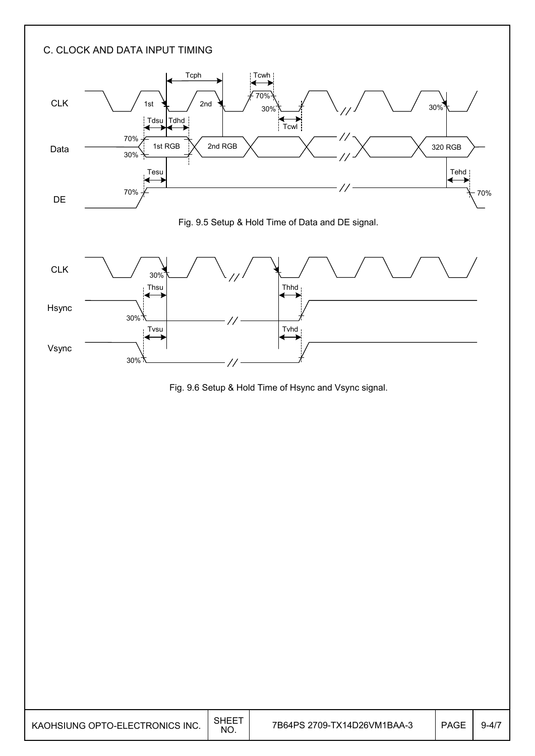### C. CLOCK AND DATA INPUT TIMING

Fig. 9.5 Setup & Hold Time of Data and DE signal.

Fig. 9.6 Setup & Hold Time of Hsync and Vsync signal.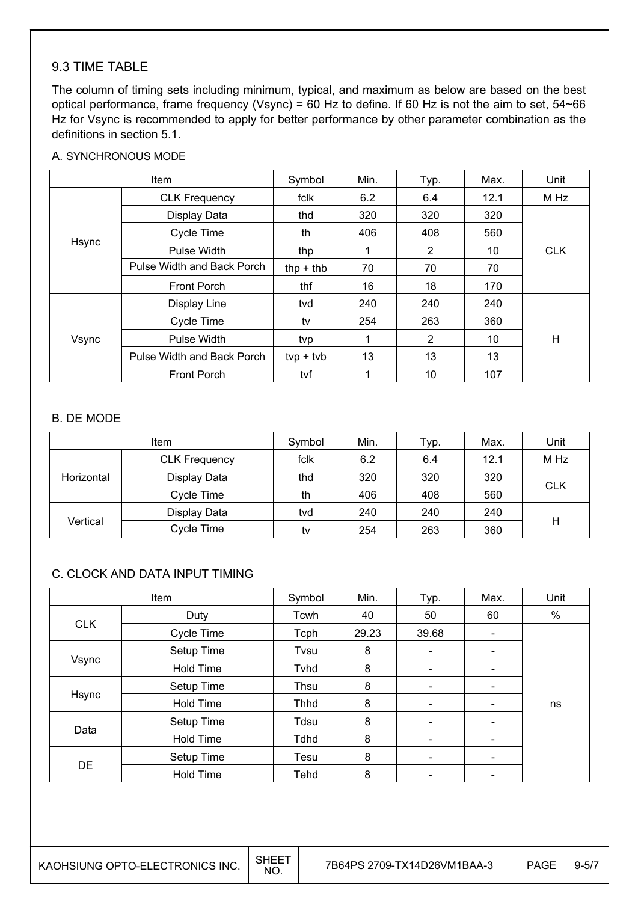## 9.3 TIME TABLE

The column of timing sets including minimum, typical, and maximum as below are based on the best optical performance, frame frequency (Vsync) = 60 Hz to define. If 60 Hz is not the aim to set, 54~66 Hz for Vsync is recommended to apply for better performance by other parameter combination as the definitions in section 5.1.

A. SYNCHRONOUS MODE

| Item | | Symbol | Min. | Typ. | Max. | Unit |
|---|---|---|---|---|---|---|
| Hsync | CLK Frequency | fclk | 6.2 | 6.4 | 12.1 | M Hz |
| | Display Data | thd | 320 | 320 | 320 | CLK |
| | Cycle Time | th | 406 | 408 | 560 | |
| | Pulse Width | thp | 1 | 2 | 10 | |
| | Pulse Width and Back Porch | thp + thb | 70 | 70 | 70 | |
| | Front Porch | thf | 16 | 18 | 170 | |
| Vsync | Display Line | tvd | 240 | 240 | 240 | H |
| | Cycle Time | tv | 254 | 263 | 360 | |
| | Pulse Width | tvp | 1 | 2 | 10 | |
| | Pulse Width and Back Porch | tvp + tvb | 13 | 13 | 13 | |
| | Front Porch | tvf | 1 | 10 | 107 | |

B. DE MODE

| Item | | Symbol | Min. | Typ. | Max. | Unit |
|---|---|---|---|---|---|---|
| Horizontal | CLK Frequency | fclk | 6.2 | 6.4 | 12.1 | M Hz |
| | Display Data | thd | 320 | 320 | 320 | CLK |
| | Cycle Time | th | 406 | 408 | 560 | |
| Vertical | Display Data | tvd | 240 | 240 | 240 | H |
| | Cycle Time | tv | 254 | 263 | 360 | |

C. CLOCK AND DATA INPUT TIMING

| Item | | Symbol | Min. | Typ. | Max. | Unit |
|---|---|---|---|---|---|---|
| CLK | Duty | Tcwh | 40 | 50 | 60 | % |
| | Cycle Time | Tcph | 29.23 | 39.68 | - | ns |
| Vsync | Setup Time | Tvsu | 8 | - | - | |
| | Hold Time | Tvhd | 8 | - | - | |
| Hsync | Setup Time | Thsu | 8 | - | - | |
| | Hold Time | Thhd | 8 | - | - | |
| Data | Setup Time | Tdsu | 8 | - | - | |
| | Hold Time | Tdhd | 8 | - | - | |
| DE | Setup Time | Tesu | 8 | - | - | |
| | Hold Time | Tehd | 8 | - | - | |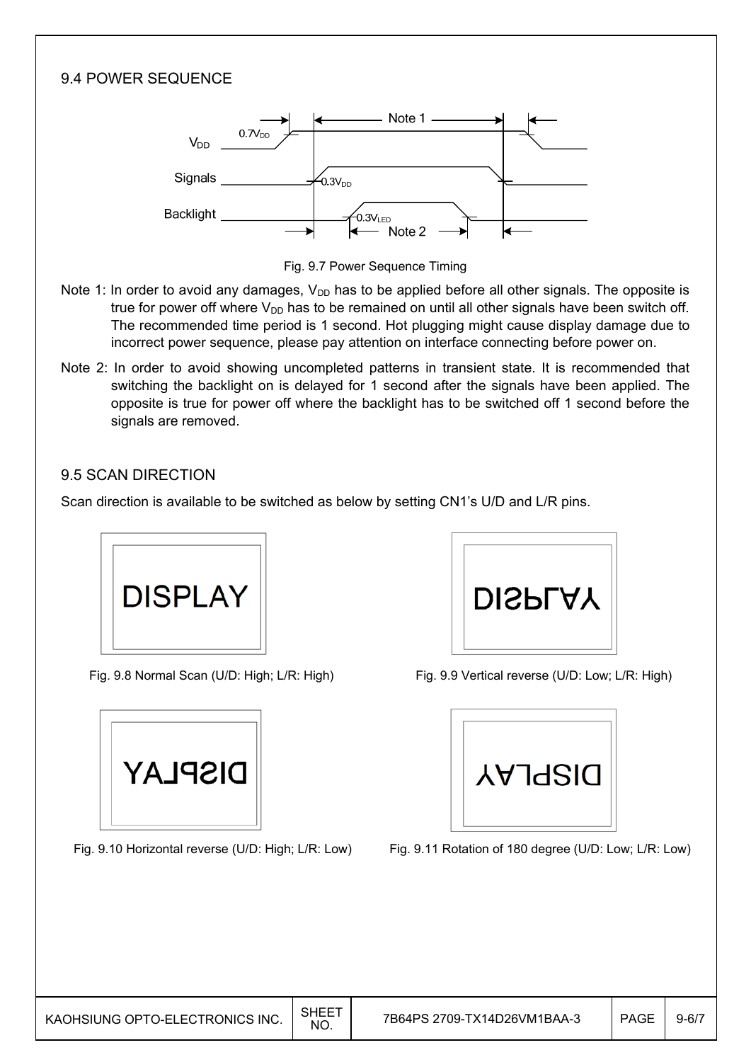## 9.4 POWER SEQUENCE

Fig. 9.7 Power Sequence Timing

Note 1: In order to avoid any damages, $V_{DD}$ has to be applied before all other signals. The opposite is true for power off where $V_{DD}$ has to be remained on until all other signals have been switch off. The recommended time period is 1 second. Hot plugging might cause display damage due to incorrect power sequence, please pay attention on interface connecting before power on.

Note 2: In order to avoid showing uncompleted patterns in transient state. It is recommended that switching the backlight on is delayed for 1 second after the signals have been applied. The opposite is true for power off where the backlight has to be switched off 1 second before the signals are removed.

## 9.5 SCAN DIRECTION

Scan direction is available to be switched as below by setting CN1's U/D and L/R pins.

Fig. 9.8 Normal Scan (U/D: High; L/R: High)

Fig. 9.9 Vertical reverse (U/D: Low; L/R: High)

Fig. 9.10 Horizontal reverse (U/D: High; L/R: Low)

Fig. 9.11 Rotation of 180 degree (U/D: Low; L/R: Low)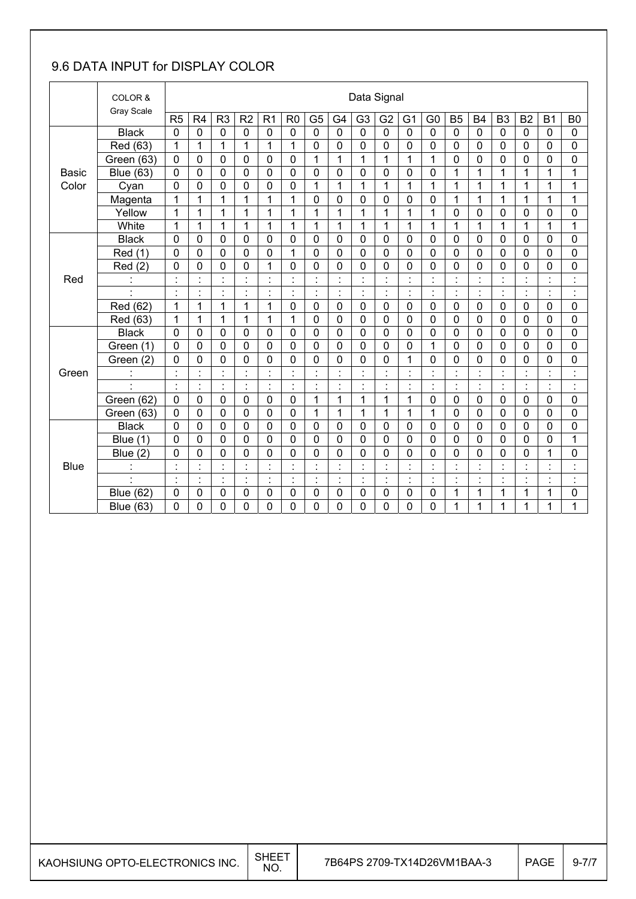## 9.6 DATA INPUT for DISPLAY COLOR

| | COLOR & Gray Scale | Data Signal | | | | | | | | | | | | | | | | | |
|---|---|---|---|---|---|---|---|---|---|---|---|---|---|---|---|---|---|---|---|
| | | R5 | R4 | R3 | R2 | R1 | R0 | G5 | G4 | G3 | G2 | G1 | G0 | B5 | B4 | B3 | B2 | B1 | B0 |
| Basic Color | Black | 0 | 0 | 0 | 0 | 0 | 0 | 0 | 0 | 0 | 0 | 0 | 0 | 0 | 0 | 0 | 0 | 0 | 0 |
| | Red (63) | 1 | 1 | 1 | 1 | 1 | 1 | 0 | 0 | 0 | 0 | 0 | 0 | 0 | 0 | 0 | 0 | 0 | 0 |
| | Green (63) | 0 | 0 | 0 | 0 | 0 | 0 | 1 | 1 | 1 | 1 | 1 | 1 | 0 | 0 | 0 | 0 | 0 | 0 |
| | Blue (63) | 0 | 0 | 0 | 0 | 0 | 0 | 0 | 0 | 0 | 0 | 0 | 0 | 1 | 1 | 1 | 1 | 1 | 1 |
| | Cyan | 0 | 0 | 0 | 0 | 0 | 0 | 1 | 1 | 1 | 1 | 1 | 1 | 1 | 1 | 1 | 1 | 1 | 1 |
| | Magenta | 1 | 1 | 1 | 1 | 1 | 1 | 0 | 0 | 0 | 0 | 0 | 0 | 1 | 1 | 1 | 1 | 1 | 1 |
| | Yellow | 1 | 1 | 1 | 1 | 1 | 1 | 1 | 1 | 1 | 1 | 1 | 1 | 0 | 0 | 0 | 0 | 0 | 0 |
| | White | 1 | 1 | 1 | 1 | 1 | 1 | 1 | 1 | 1 | 1 | 1 | 1 | 1 | 1 | 1 | 1 | 1 | 1 |
| Red | Black | 0 | 0 | 0 | 0 | 0 | 0 | 0 | 0 | 0 | 0 | 0 | 0 | 0 | 0 | 0 | 0 | 0 | 0 |
| | Red (1) | 0 | 0 | 0 | 0 | 0 | 1 | 0 | 0 | 0 | 0 | 0 | 0 | 0 | 0 | 0 | 0 | 0 | 0 |
| | Red (2) | 0 | 0 | 0 | 0 | 1 | 0 | 0 | 0 | 0 | 0 | 0 | 0 | 0 | 0 | 0 | 0 | 0 | 0 |
| | : | : | : | : | : | : | : | : | : | : | : | : | : | : | : | : | : | : | : |
| | : | : | : | : | : | : | : | : | : | : | : | : | : | : | : | : | : | : | : |
| | Red (62) | 1 | 1 | 1 | 1 | 1 | 0 | 0 | 0 | 0 | 0 | 0 | 0 | 0 | 0 | 0 | 0 | 0 | 0 |
| | Red (63) | 1 | 1 | 1 | 1 | 1 | 1 | 0 | 0 | 0 | 0 | 0 | 0 | 0 | 0 | 0 | 0 | 0 | 0 |
| Green | Black | 0 | 0 | 0 | 0 | 0 | 0 | 0 | 0 | 0 | 0 | 0 | 0 | 0 | 0 | 0 | 0 | 0 | 0 |
| | Green (1) | 0 | 0 | 0 | 0 | 0 | 0 | 0 | 0 | 0 | 0 | 0 | 1 | 0 | 0 | 0 | 0 | 0 | 0 |
| | Green (2) | 0 | 0 | 0 | 0 | 0 | 0 | 0 | 0 | 0 | 0 | 1 | 0 | 0 | 0 | 0 | 0 | 0 | 0 |
| | : | : | : | : | : | : | : | : | : | : | : | : | : | : | : | : | : | : | : |
| | : | : | : | : | : | : | : | : | : | : | : | : | : | : | : | : | : | : | : |
| | Green (62) | 0 | 0 | 0 | 0 | 0 | 0 | 1 | 1 | 1 | 1 | 1 | 0 | 0 | 0 | 0 | 0 | 0 | 0 |
| | Green (63) | 0 | 0 | 0 | 0 | 0 | 0 | 1 | 1 | 1 | 1 | 1 | 1 | 0 | 0 | 0 | 0 | 0 | 0 |
| Blue | Black | 0 | 0 | 0 | 0 | 0 | 0 | 0 | 0 | 0 | 0 | 0 | 0 | 0 | 0 | 0 | 0 | 0 | 0 |
| | Blue (1) | 0 | 0 | 0 | 0 | 0 | 0 | 0 | 0 | 0 | 0 | 0 | 0 | 0 | 0 | 0 | 0 | 0 | 1 |
| | Blue (2) | 0 | 0 | 0 | 0 | 0 | 0 | 0 | 0 | 0 | 0 | 0 | 0 | 0 | 0 | 0 | 0 | 1 | 0 |
| | : | : | : | : | : | : | : | : | : | : | : | : | : | : | : | : | : | : | : |
| | : | : | : | : | : | : | : | : | : | : | : | : | : | : | : | : | : | : | : |
| | Blue (62) | 0 | 0 | 0 | 0 | 0 | 0 | 0 | 0 | 0 | 0 | 0 | 0 | 1 | 1 | 1 | 1 | 1 | 0 |
| | Blue (63) | 0 | 0 | 0 | 0 | 0 | 0 | 0 | 0 | 0 | 0 | 0 | 0 | 1 | 1 | 1 | 1 | 1 | 1 |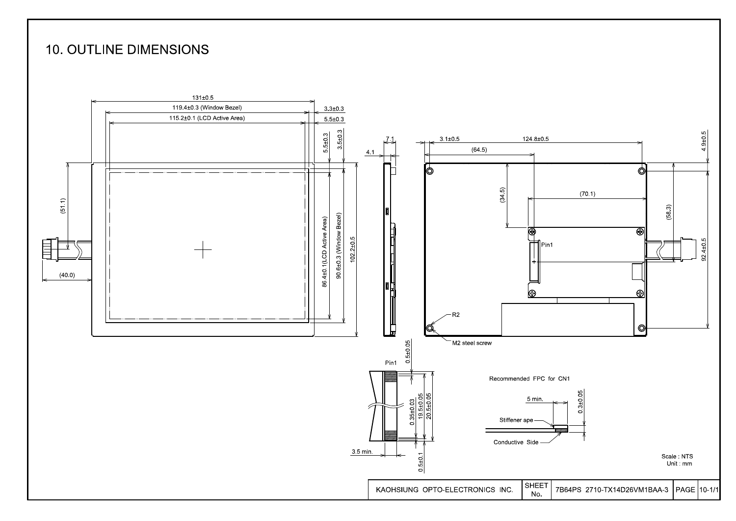# 10. OUTLINE DIMENSIONS

131±0.5

119.4±0.3 (Window Bezel)

115.2±0.1 (LCD Active Area)

3.3±0.3

5.5±0.3

5.5±0.3

3.5±0.3

(51.1)

(40.0)

86.4±0.1(LCD Active Area)

90.6±0.3 (Window Bezel)

102.2±0.5

7.1

4.1

3.1±0.5

124.8±0.5

(64.5)

4.9±0.5

(34.5)

(70.1)

(58.3)

92.4±0.5

Pin1

R2

M2 steel screw

Pin1

0.5±0.05

0.35±0.03

19.5±0.05

20.5±0.05

3.5 min.

0.5±0.1

Recommended FPC for CN1

5 min.

0.3±0.05

Stiffener ape

Conductive Side

Scale : NTS
Unit : mm

| KAOHSIUNG OPTO-ELECTRONICS INC. | SHEET No. | 7B64PS 2710-TX14D26VM1BAA-3 | PAGE | 10-1/1 |
|---|---|---|---|---|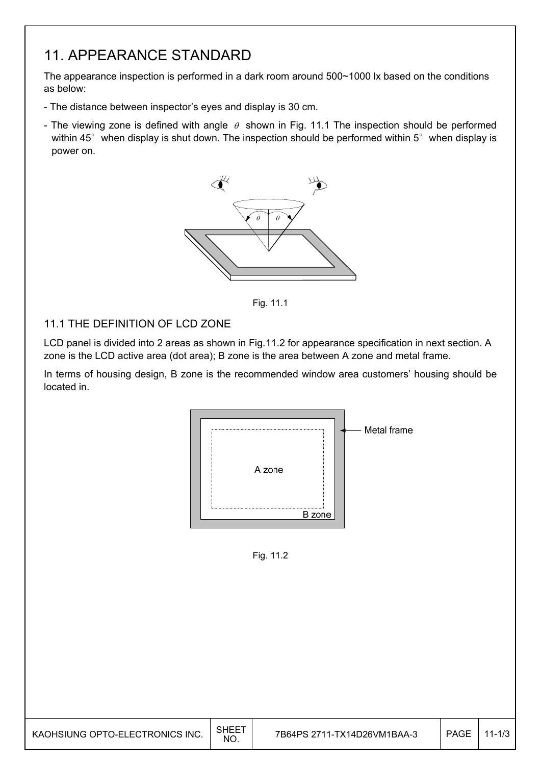# 11. APPEARANCE STANDARD

The appearance inspection is performed in a dark room around 500~1000 lx based on the conditions as below:

- The distance between inspector's eyes and display is 30 cm.
- The viewing zone is defined with angle $\theta$ shown in Fig. 11.1 The inspection should be performed within 45° when display is shut down. The inspection should be performed within 5° when display is power on.

Fig. 11.1

## 11.1 THE DEFINITION OF LCD ZONE

LCD panel is divided into 2 areas as shown in Fig.11.2 for appearance specification in next section. A zone is the LCD active area (dot area); B zone is the area between A zone and metal frame.

In terms of housing design, B zone is the recommended window area customers' housing should be located in.

Fig. 11.2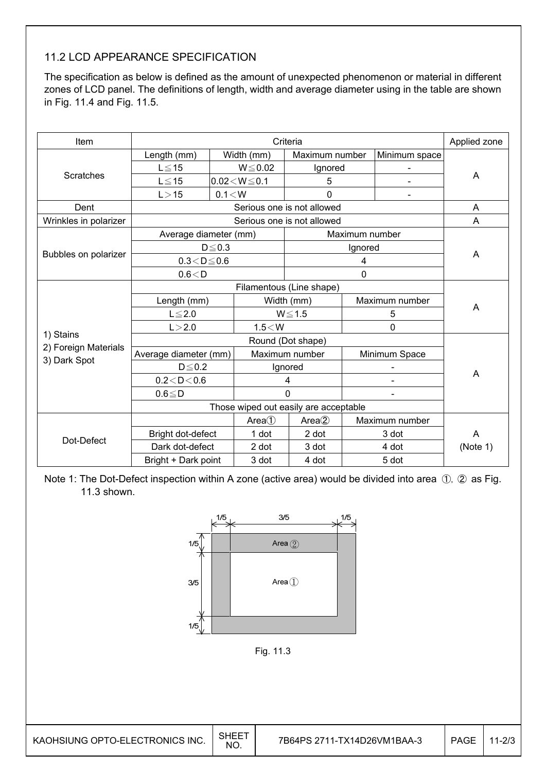## 11.2 LCD APPEARANCE SPECIFICATION

The specification as below is defined as the amount of unexpected phenomenon or material in different zones of LCD panel. The definitions of length, width and average diameter using in the table are shown in Fig. 11.4 and Fig. 11.5.

| Item | Criteria | | | | Applied zone |
|---|---|---|---|---|---|
| Scratches | Length (mm) | Width (mm) | Maximum number | Minimum space | A |
| | L≦15 | W≦0.02 | Ignored | - | |
| | L≦15 | 0.02＜W≦0.1 | 5 | - | |
| | L＞15 | 0.1＜W | 0 | - | |
| Dent | Serious one is not allowed | | | | A |
| Wrinkles in polarizer | Serious one is not allowed | | | | A |
| Bubbles on polarizer | Average diameter (mm) | | Maximum number | | A |
| | D≦0.3 | | Ignored | | |
| | 0.3＜D≦0.6 | | 4 | | |
| | 0.6＜D | | 0 | | |
| 1) Stains<br>2) Foreign Materials<br>3) Dark Spot | Filamentous (Line shape) | | | | A |
| | Length (mm) | Width (mm) | Maximum number | | |
| | L≦2.0 | W≦1.5 | 5 | | |
| | L＞2.0 | 1.5＜W | 0 | | |
| | Round (Dot shape) | | | | A |
| | Average diameter (mm) | Maximum number | Minimum Space | | |
| | D≦0.2 | Ignored | - | | |
| | 0.2＜D＜0.6 | 4 | - | | |
| | 0.6≦D | 0 | - | | |
| | Those wiped out easily are acceptable | | | | |
| Dot-Defect | | Area① | Area② | Maximum number | A<br>(Note 1) |
| | Bright dot-defect | 1 dot | 2 dot | 3 dot | |
| | Dark dot-defect | 2 dot | 3 dot | 4 dot | |
| | Bright + Dark point | 3 dot | 4 dot | 5 dot | |

Note 1: The Dot-Defect inspection within A zone (active area) would be divided into area ①, ② as Fig. 11.3 shown.

1/5 | 3/5 | 1/5

Area ②

Area ①

Fig. 11.3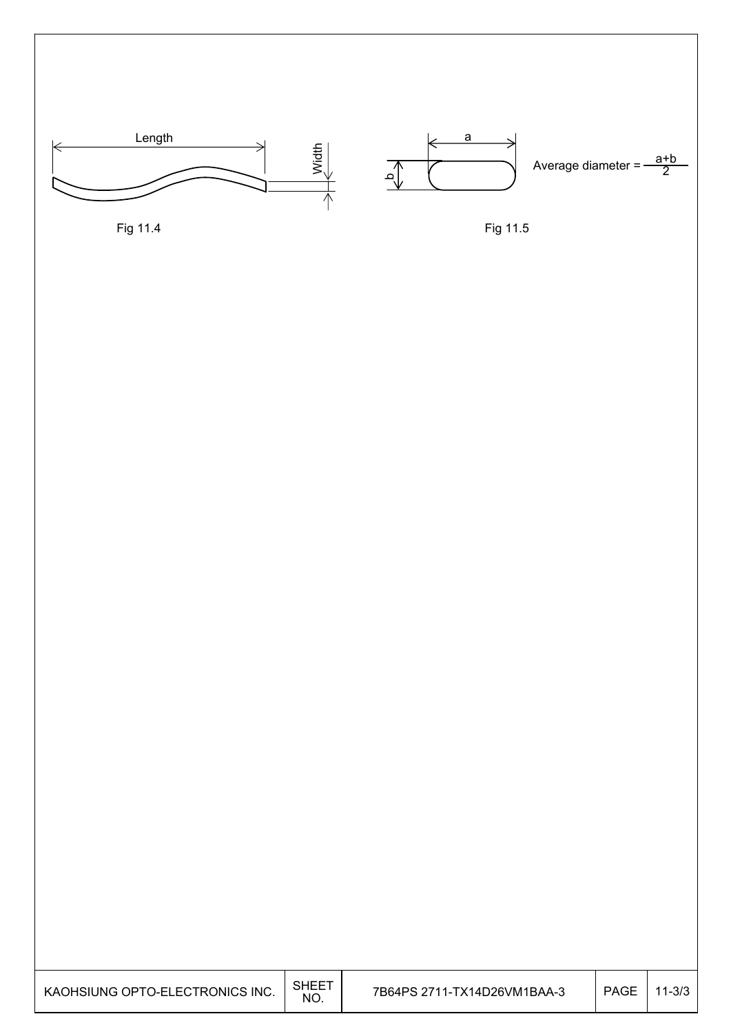Length

Width

Fig 11.4

a

b

Average diameter = $\frac{a+b}{2}$

Fig 11.5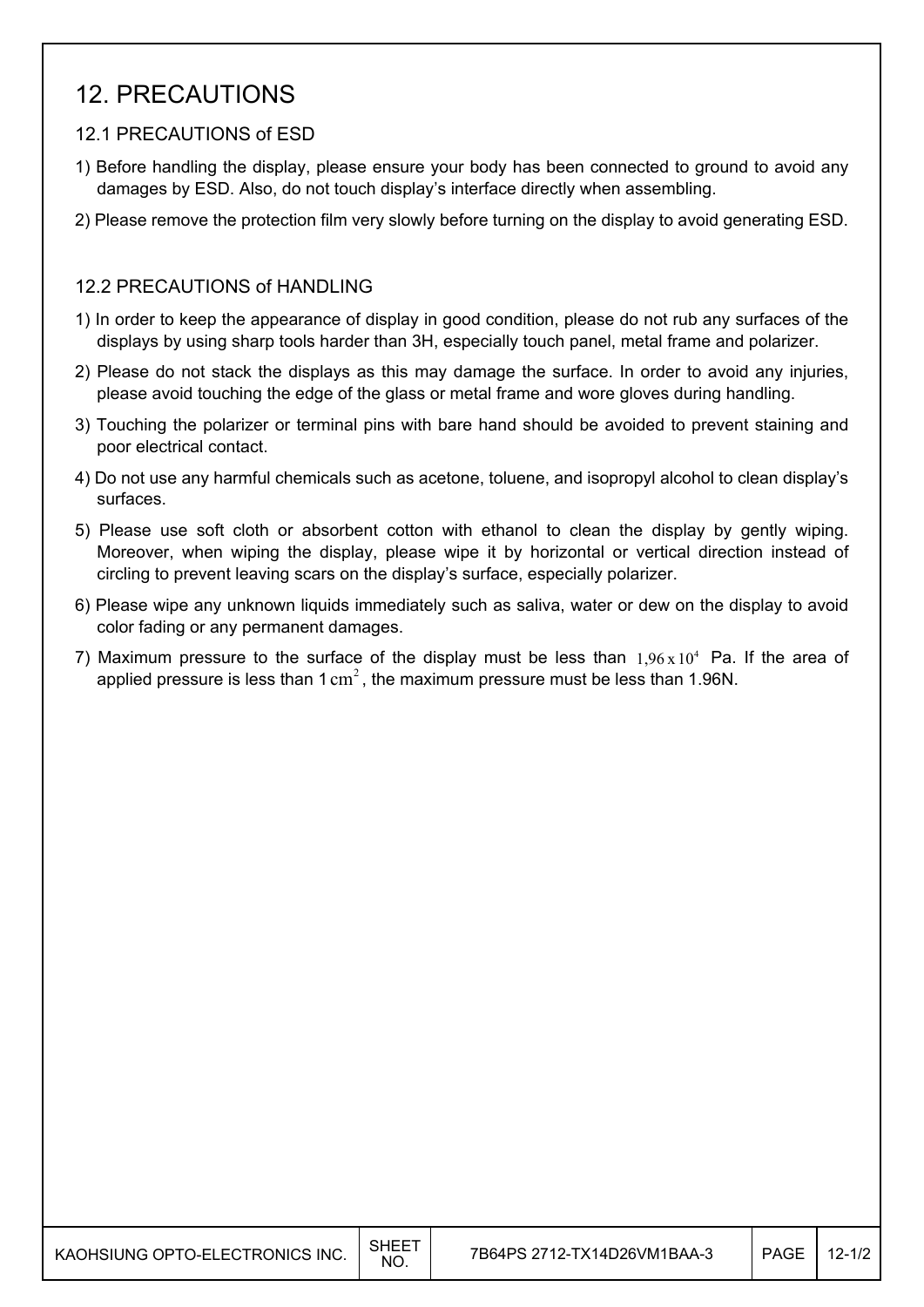# 12. PRECAUTIONS

## 12.1 PRECAUTIONS of ESD

1) Before handling the display, please ensure your body has been connected to ground to avoid any damages by ESD. Also, do not touch display's interface directly when assembling.

2) Please remove the protection film very slowly before turning on the display to avoid generating ESD.

## 12.2 PRECAUTIONS of HANDLING

1) In order to keep the appearance of display in good condition, please do not rub any surfaces of the displays by using sharp tools harder than 3H, especially touch panel, metal frame and polarizer.

2) Please do not stack the displays as this may damage the surface. In order to avoid any injuries, please avoid touching the edge of the glass or metal frame and wore gloves during handling.

3) Touching the polarizer or terminal pins with bare hand should be avoided to prevent staining and poor electrical contact.

4) Do not use any harmful chemicals such as acetone, toluene, and isopropyl alcohol to clean display's surfaces.

5) Please use soft cloth or absorbent cotton with ethanol to clean the display by gently wiping. Moreover, when wiping the display, please wipe it by horizontal or vertical direction instead of circling to prevent leaving scars on the display's surface, especially polarizer.

6) Please wipe any unknown liquids immediately such as saliva, water or dew on the display to avoid color fading or any permanent damages.

7) Maximum pressure to the surface of the display must be less than $1{,}96 \times 10^4$ Pa. If the area of applied pressure is less than $1\,\mathrm{cm}^2$, the maximum pressure must be less than 1.96N.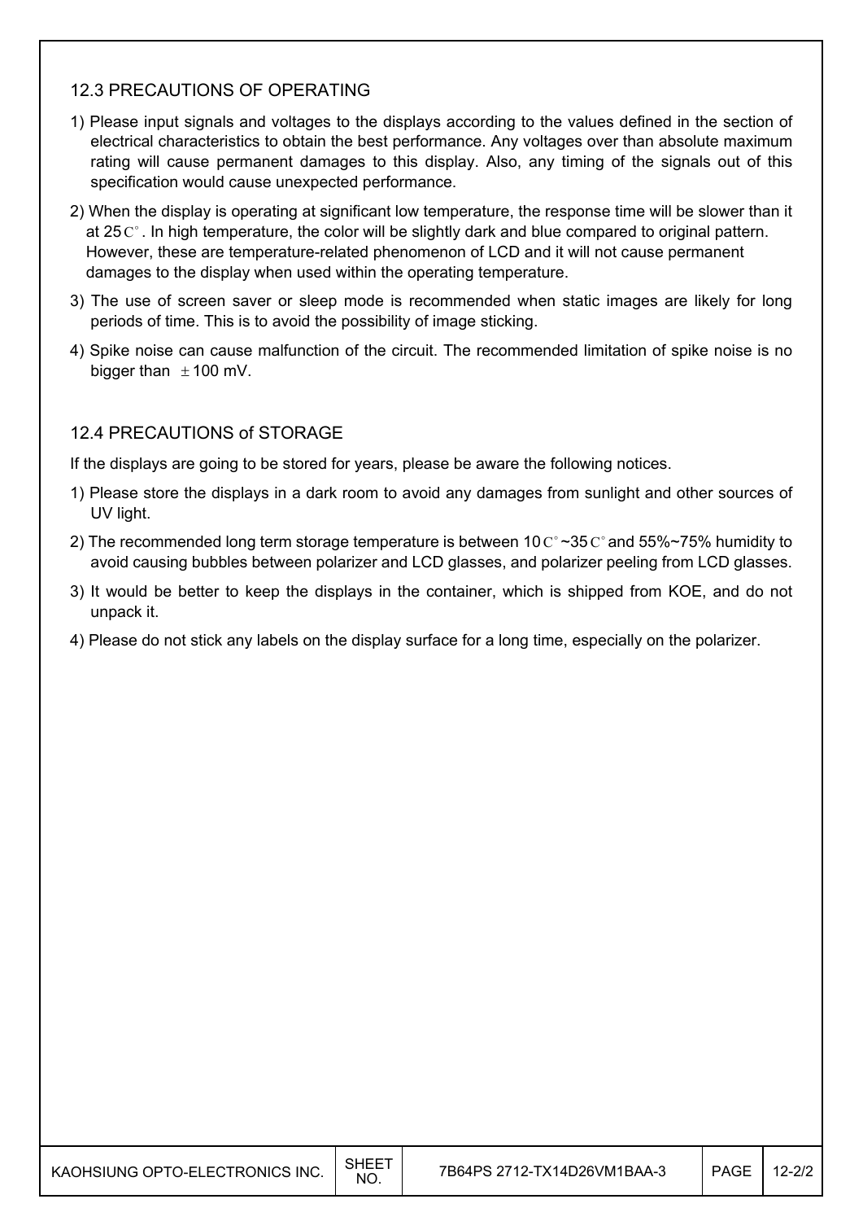## 12.3 PRECAUTIONS OF OPERATING

1) Please input signals and voltages to the displays according to the values defined in the section of electrical characteristics to obtain the best performance. Any voltages over than absolute maximum rating will cause permanent damages to this display. Also, any timing of the signals out of this specification would cause unexpected performance.

2) When the display is operating at significant low temperature, the response time will be slower than it at 25C°. In high temperature, the color will be slightly dark and blue compared to original pattern. However, these are temperature-related phenomenon of LCD and it will not cause permanent damages to the display when used within the operating temperature.

3) The use of screen saver or sleep mode is recommended when static images are likely for long periods of time. This is to avoid the possibility of image sticking.

4) Spike noise can cause malfunction of the circuit. The recommended limitation of spike noise is no bigger than $\pm$100 mV.

## 12.4 PRECAUTIONS of STORAGE

If the displays are going to be stored for years, please be aware the following notices.

1) Please store the displays in a dark room to avoid any damages from sunlight and other sources of UV light.

2) The recommended long term storage temperature is between 10C°~35C° and 55%~75% humidity to avoid causing bubbles between polarizer and LCD glasses, and polarizer peeling from LCD glasses.

3) It would be better to keep the displays in the container, which is shipped from KOE, and do not unpack it.

4) Please do not stick any labels on the display surface for a long time, especially on the polarizer.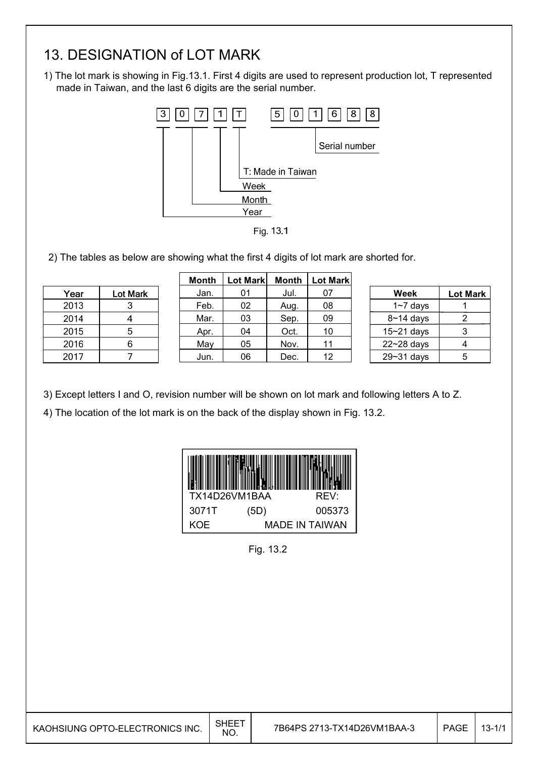# 13. DESIGNATION of LOT MARK

1) The lot mark is showing in Fig.13.1. First 4 digits are used to represent production lot, T represented made in Taiwan, and the last 6 digits are the serial number.

3 0 7 1 T 5 0 1 6 8 8

Serial number

T: Made in Taiwan

Week

Month

Year

Fig. 13.1

2) The tables as below are showing what the first 4 digits of lot mark are shorted for.

| Year | Lot Mark |
|---|---|
| 2013 | 3 |
| 2014 | 4 |
| 2015 | 5 |
| 2016 | 6 |
| 2017 | 7 |

| Month | Lot Mark | Month | Lot Mark |
|---|---|---|---|
| Jan. | 01 | Jul. | 07 |
| Feb. | 02 | Aug. | 08 |
| Mar. | 03 | Sep. | 09 |
| Apr. | 04 | Oct. | 10 |
| May | 05 | Nov. | 11 |
| Jun. | 06 | Dec. | 12 |

| Week | Lot Mark |
|---|---|
| 1~7 days | 1 |
| 8~14 days | 2 |
| 15~21 days | 3 |
| 22~28 days | 4 |
| 29~31 days | 5 |

3) Except letters I and O, revision number will be shown on lot mark and following letters A to Z.

4) The location of the lot mark is on the back of the display shown in Fig. 13.2.

TX14D26VM1BAA REV:

3071T (5D) 005373

KOE MADE IN TAIWAN

Fig. 13.2